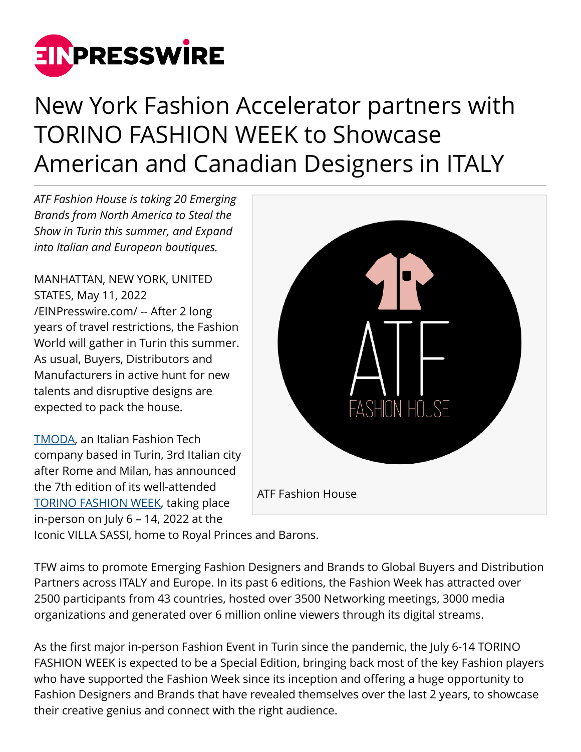# New York Fashion Accelerator partners with TORINO FASHION WEEK to Showcase American and Canadian Designers in ITALY

*ATF Fashion House is taking 20 Emerging Brands from North America to Steal the Show in Turin this summer, and Expand into Italian and European boutiques.*

ATF Fashion House

MANHATTAN, NEW YORK, UNITED STATES, May 11, 2022 /EINPresswire.com/ -- After 2 long years of travel restrictions, the Fashion World will gather in Turin this summer. As usual, Buyers, Distributors and Manufacturers in active hunt for new talents and disruptive designs are expected to pack the house.

[TMODA](#), an Italian Fashion Tech company based in Turin, 3rd Italian city after Rome and Milan, has announced the 7th edition of its well-attended [TORINO FASHION WEEK](#), taking place in-person on July 6 – 14, 2022 at the Iconic VILLA SASSI, home to Royal Princes and Barons.

TFW aims to promote Emerging Fashion Designers and Brands to Global Buyers and Distribution Partners across ITALY and Europe. In its past 6 editions, the Fashion Week has attracted over 2500 participants from 43 countries, hosted over 3500 Networking meetings, 3000 media organizations and generated over 6 million online viewers through its digital streams.

As the first major in-person Fashion Event in Turin since the pandemic, the July 6-14 TORINO FASHION WEEK is expected to be a Special Edition, bringing back most of the key Fashion players who have supported the Fashion Week since its inception and offering a huge opportunity to Fashion Designers and Brands that have revealed themselves over the last 2 years, to showcase their creative genius and connect with the right audience.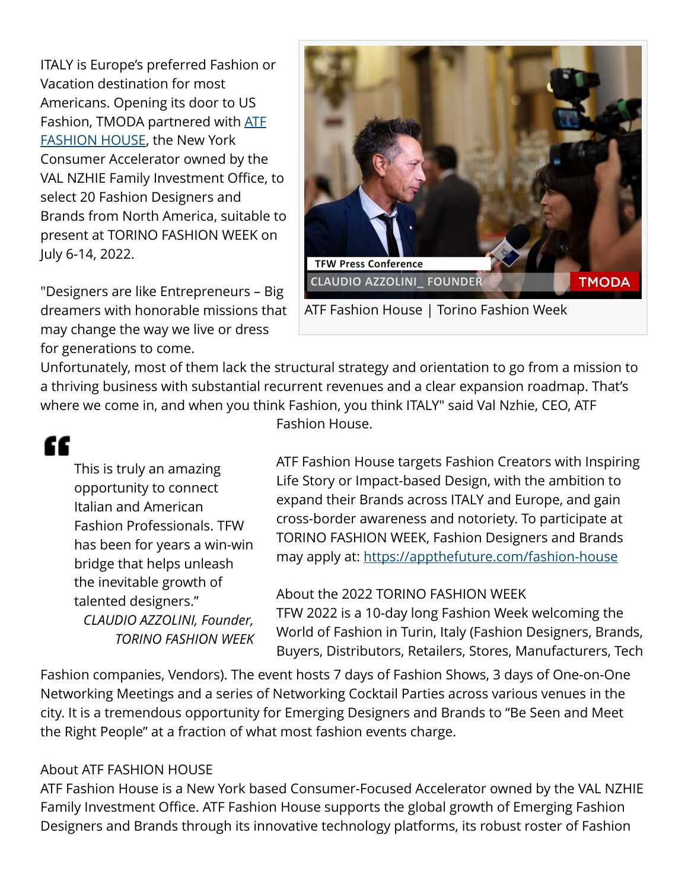ITALY is Europe's preferred Fashion or Vacation destination for most Americans. Opening its door to US Fashion, TMODA partnered with [ATF FASHION HOUSE](https://appthefuture.com/fashion-house), the New York Consumer Accelerator owned by the VAL NZHIE Family Investment Office, to select 20 Fashion Designers and Brands from North America, suitable to present at TORINO FASHION WEEK on July 6-14, 2022.

ATF Fashion House | Torino Fashion Week

"Designers are like Entrepreneurs – Big dreamers with honorable missions that may change the way we live or dress for generations to come. Unfortunately, most of them lack the structural strategy and orientation to go from a mission to a thriving business with substantial recurrent revenues and a clear expansion roadmap. That's where we come in, and when you think Fashion, you think ITALY" said Val Nzhie, CEO, ATF Fashion House.

> This is truly an amazing opportunity to connect Italian and American Fashion Professionals. TFW has been for years a win-win bridge that helps unleash the inevitable growth of talented designers."
>
> *CLAUDIO AZZOLINI, Founder, TORINO FASHION WEEK*

ATF Fashion House targets Fashion Creators with Inspiring Life Story or Impact-based Design, with the ambition to expand their Brands across ITALY and Europe, and gain cross-border awareness and notoriety. To participate at TORINO FASHION WEEK, Fashion Designers and Brands may apply at: https://appthefuture.com/fashion-house

About the 2022 TORINO FASHION WEEK
TFW 2022 is a 10-day long Fashion Week welcoming the World of Fashion in Turin, Italy (Fashion Designers, Brands, Buyers, Distributors, Retailers, Stores, Manufacturers, Tech Fashion companies, Vendors). The event hosts 7 days of Fashion Shows, 3 days of One-on-One Networking Meetings and a series of Networking Cocktail Parties across various venues in the city. It is a tremendous opportunity for Emerging Designers and Brands to "Be Seen and Meet the Right People" at a fraction of what most fashion events charge.

About ATF FASHION HOUSE
ATF Fashion House is a New York based Consumer-Focused Accelerator owned by the VAL NZHIE Family Investment Office. ATF Fashion House supports the global growth of Emerging Fashion Designers and Brands through its innovative technology platforms, its robust roster of Fashion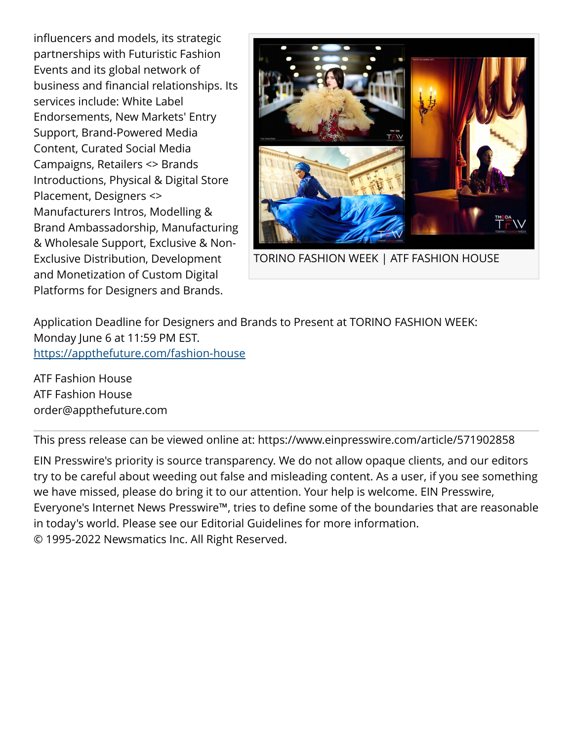influencers and models, its strategic partnerships with Futuristic Fashion Events and its global network of business and financial relationships. Its services include: White Label Endorsements, New Markets' Entry Support, Brand-Powered Media Content, Curated Social Media Campaigns, Retailers <> Brands Introductions, Physical & Digital Store Placement, Designers <> Manufacturers Intros, Modelling & Brand Ambassadorship, Manufacturing & Wholesale Support, Exclusive & Non-Exclusive Distribution, Development and Monetization of Custom Digital Platforms for Designers and Brands.

TORINO FASHION WEEK | ATF FASHION HOUSE

Application Deadline for Designers and Brands to Present at TORINO FASHION WEEK: Monday June 6 at 11:59 PM EST.
https://appthefuture.com/fashion-house

ATF Fashion House
ATF Fashion House
order@appthefuture.com

---

This press release can be viewed online at: https://www.einpresswire.com/article/571902858

EIN Presswire's priority is source transparency. We do not allow opaque clients, and our editors try to be careful about weeding out false and misleading content. As a user, if you see something we have missed, please do bring it to our attention. Your help is welcome. EIN Presswire, Everyone's Internet News Presswire™, tries to define some of the boundaries that are reasonable in today's world. Please see our Editorial Guidelines for more information.
© 1995-2022 Newsmatics Inc. All Right Reserved.